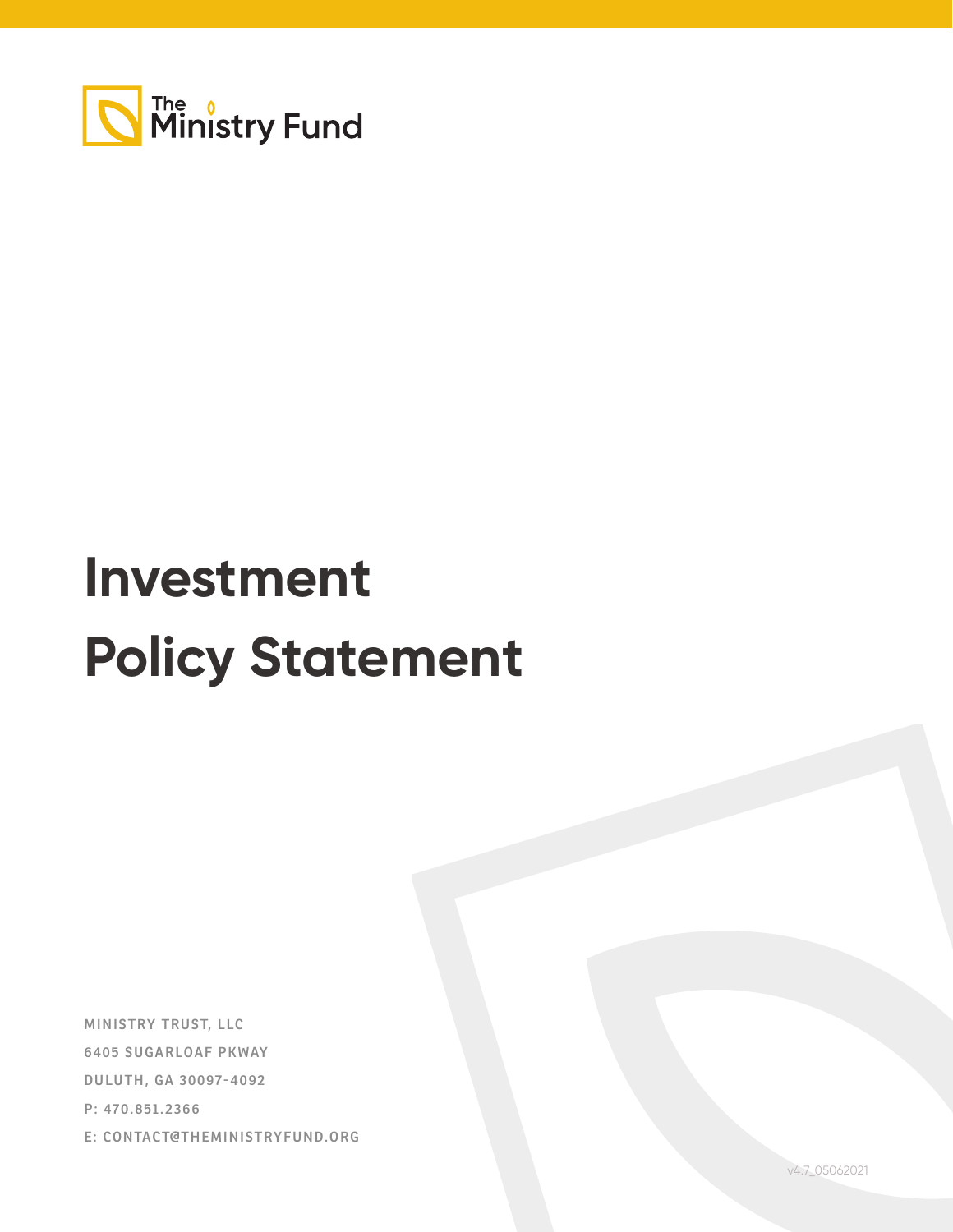The Ministry Fund

# Investment Policy Statement

MINISTRY TRUST, LLC
6405 SUGARLOAF PKWAY
DULUTH, GA 30097-4092
P: 470.851.2366
E: CONTACT@THEMINISTRYFUND.ORG

v4.7_05062021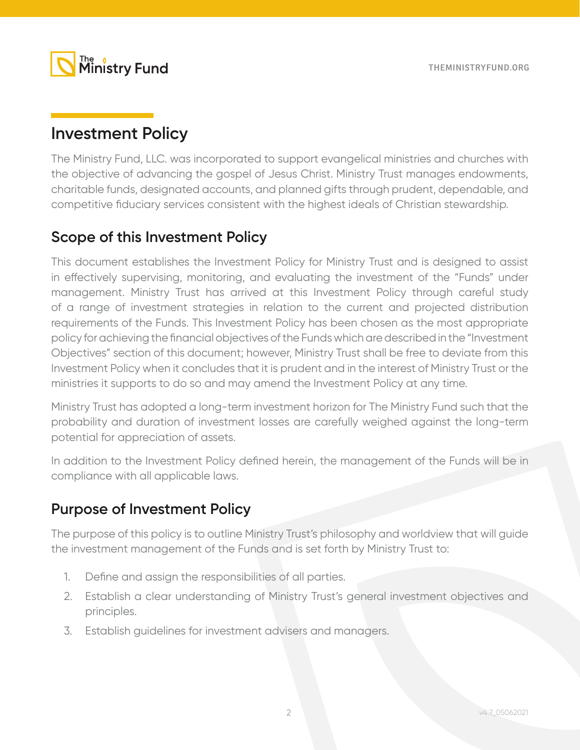# Investment Policy

The Ministry Fund, LLC. was incorporated to support evangelical ministries and churches with the objective of advancing the gospel of Jesus Christ. Ministry Trust manages endowments, charitable funds, designated accounts, and planned gifts through prudent, dependable, and competitive fiduciary services consistent with the highest ideals of Christian stewardship.

## Scope of this Investment Policy

This document establishes the Investment Policy for Ministry Trust and is designed to assist in effectively supervising, monitoring, and evaluating the investment of the "Funds" under management. Ministry Trust has arrived at this Investment Policy through careful study of a range of investment strategies in relation to the current and projected distribution requirements of the Funds. This Investment Policy has been chosen as the most appropriate policy for achieving the financial objectives of the Funds which are described in the "Investment Objectives" section of this document; however, Ministry Trust shall be free to deviate from this Investment Policy when it concludes that it is prudent and in the interest of Ministry Trust or the ministries it supports to do so and may amend the Investment Policy at any time.

Ministry Trust has adopted a long-term investment horizon for The Ministry Fund such that the probability and duration of investment losses are carefully weighed against the long-term potential for appreciation of assets.

In addition to the Investment Policy defined herein, the management of the Funds will be in compliance with all applicable laws.

## Purpose of Investment Policy

The purpose of this policy is to outline Ministry Trust's philosophy and worldview that will guide the investment management of the Funds and is set forth by Ministry Trust to:

1. Define and assign the responsibilities of all parties.
2. Establish a clear understanding of Ministry Trust's general investment objectives and principles.
3. Establish guidelines for investment advisers and managers.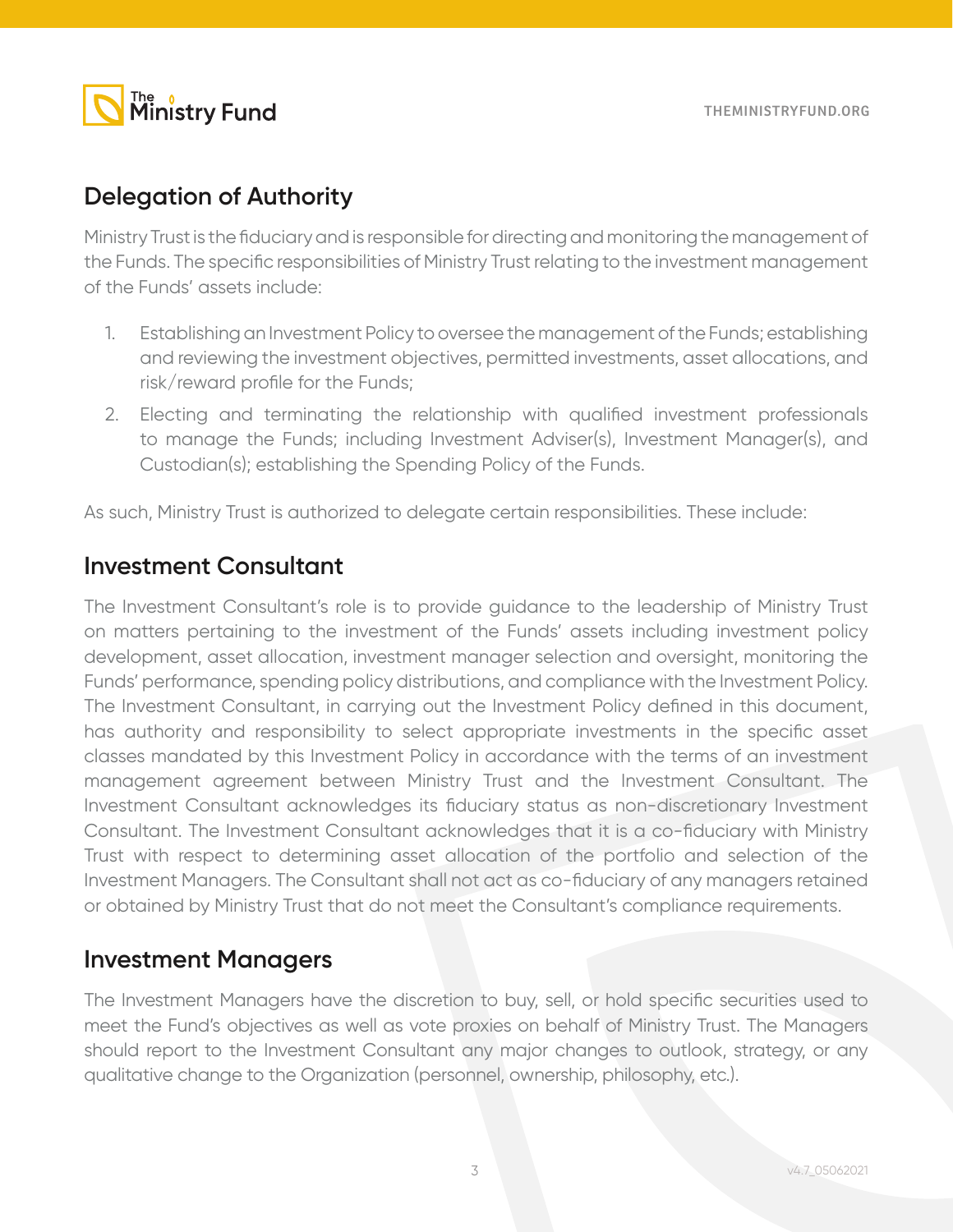## Delegation of Authority

Ministry Trust is the fiduciary and is responsible for directing and monitoring the management of the Funds. The specific responsibilities of Ministry Trust relating to the investment management of the Funds' assets include:

1. Establishing an Investment Policy to oversee the management of the Funds; establishing and reviewing the investment objectives, permitted investments, asset allocations, and risk/reward profile for the Funds;
2. Electing and terminating the relationship with qualified investment professionals to manage the Funds; including Investment Adviser(s), Investment Manager(s), and Custodian(s); establishing the Spending Policy of the Funds.

As such, Ministry Trust is authorized to delegate certain responsibilities. These include:

## Investment Consultant

The Investment Consultant's role is to provide guidance to the leadership of Ministry Trust on matters pertaining to the investment of the Funds' assets including investment policy development, asset allocation, investment manager selection and oversight, monitoring the Funds' performance, spending policy distributions, and compliance with the Investment Policy. The Investment Consultant, in carrying out the Investment Policy defined in this document, has authority and responsibility to select appropriate investments in the specific asset classes mandated by this Investment Policy in accordance with the terms of an investment management agreement between Ministry Trust and the Investment Consultant. The Investment Consultant acknowledges its fiduciary status as non-discretionary Investment Consultant. The Investment Consultant acknowledges that it is a co-fiduciary with Ministry Trust with respect to determining asset allocation of the portfolio and selection of the Investment Managers. The Consultant shall not act as co-fiduciary of any managers retained or obtained by Ministry Trust that do not meet the Consultant's compliance requirements.

## Investment Managers

The Investment Managers have the discretion to buy, sell, or hold specific securities used to meet the Fund's objectives as well as vote proxies on behalf of Ministry Trust. The Managers should report to the Investment Consultant any major changes to outlook, strategy, or any qualitative change to the Organization (personnel, ownership, philosophy, etc.).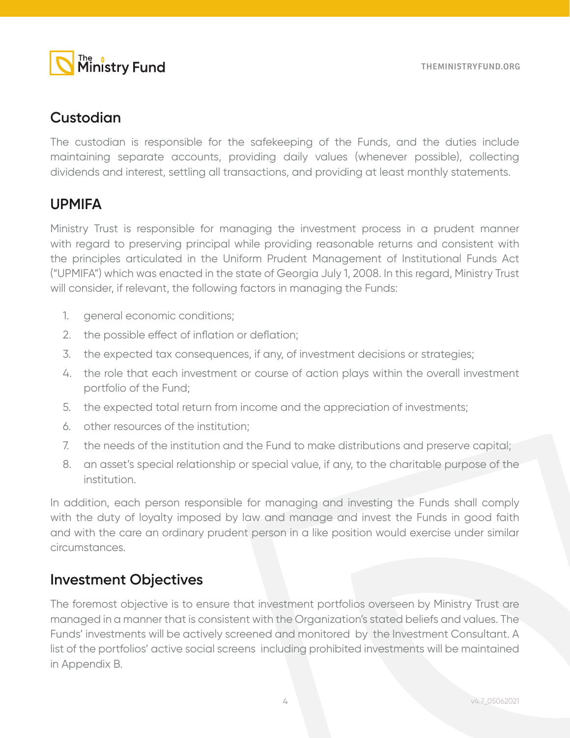## Custodian

The custodian is responsible for the safekeeping of the Funds, and the duties include maintaining separate accounts, providing daily values (whenever possible), collecting dividends and interest, settling all transactions, and providing at least monthly statements.

## UPMIFA

Ministry Trust is responsible for managing the investment process in a prudent manner with regard to preserving principal while providing reasonable returns and consistent with the principles articulated in the Uniform Prudent Management of Institutional Funds Act ("UPMIFA") which was enacted in the state of Georgia July 1, 2008. In this regard, Ministry Trust will consider, if relevant, the following factors in managing the Funds:

1. general economic conditions;
2. the possible effect of inflation or deflation;
3. the expected tax consequences, if any, of investment decisions or strategies;
4. the role that each investment or course of action plays within the overall investment portfolio of the Fund;
5. the expected total return from income and the appreciation of investments;
6. other resources of the institution;
7. the needs of the institution and the Fund to make distributions and preserve capital;
8. an asset's special relationship or special value, if any, to the charitable purpose of the institution.

In addition, each person responsible for managing and investing the Funds shall comply with the duty of loyalty imposed by law and manage and invest the Funds in good faith and with the care an ordinary prudent person in a like position would exercise under similar circumstances.

## Investment Objectives

The foremost objective is to ensure that investment portfolios overseen by Ministry Trust are managed in a manner that is consistent with the Organization's stated beliefs and values. The Funds' investments will be actively screened and monitored by the Investment Consultant. A list of the portfolios' active social screens including prohibited investments will be maintained in Appendix B.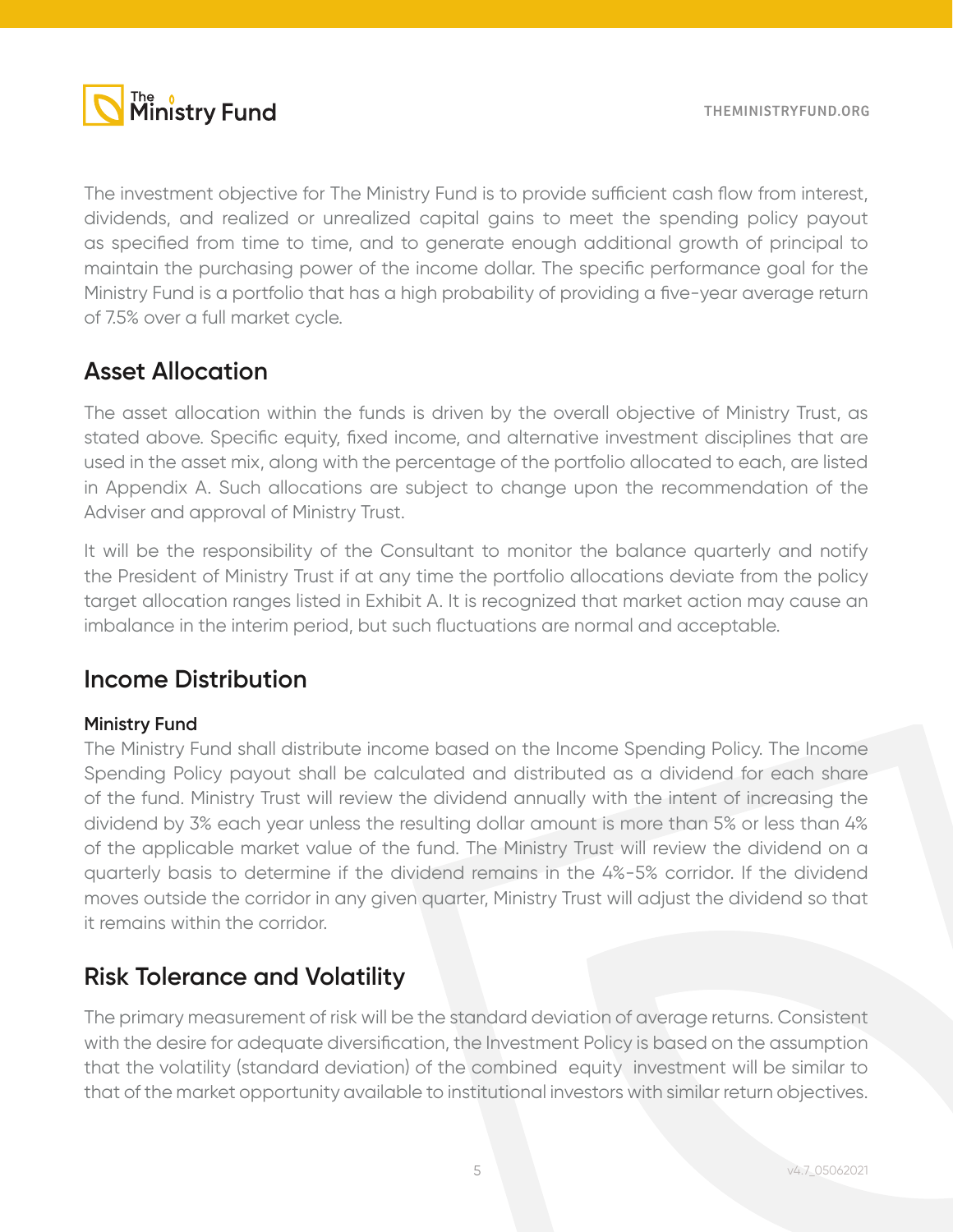The investment objective for The Ministry Fund is to provide sufficient cash flow from interest, dividends, and realized or unrealized capital gains to meet the spending policy payout as specified from time to time, and to generate enough additional growth of principal to maintain the purchasing power of the income dollar. The specific performance goal for the Ministry Fund is a portfolio that has a high probability of providing a five-year average return of 7.5% over a full market cycle.

## Asset Allocation

The asset allocation within the funds is driven by the overall objective of Ministry Trust, as stated above. Specific equity, fixed income, and alternative investment disciplines that are used in the asset mix, along with the percentage of the portfolio allocated to each, are listed in Appendix A. Such allocations are subject to change upon the recommendation of the Adviser and approval of Ministry Trust.

It will be the responsibility of the Consultant to monitor the balance quarterly and notify the President of Ministry Trust if at any time the portfolio allocations deviate from the policy target allocation ranges listed in Exhibit A. It is recognized that market action may cause an imbalance in the interim period, but such fluctuations are normal and acceptable.

## Income Distribution

### Ministry Fund

The Ministry Fund shall distribute income based on the Income Spending Policy. The Income Spending Policy payout shall be calculated and distributed as a dividend for each share of the fund. Ministry Trust will review the dividend annually with the intent of increasing the dividend by 3% each year unless the resulting dollar amount is more than 5% or less than 4% of the applicable market value of the fund. The Ministry Trust will review the dividend on a quarterly basis to determine if the dividend remains in the 4%-5% corridor. If the dividend moves outside the corridor in any given quarter, Ministry Trust will adjust the dividend so that it remains within the corridor.

## Risk Tolerance and Volatility

The primary measurement of risk will be the standard deviation of average returns. Consistent with the desire for adequate diversification, the Investment Policy is based on the assumption that the volatility (standard deviation) of the combined equity investment will be similar to that of the market opportunity available to institutional investors with similar return objectives.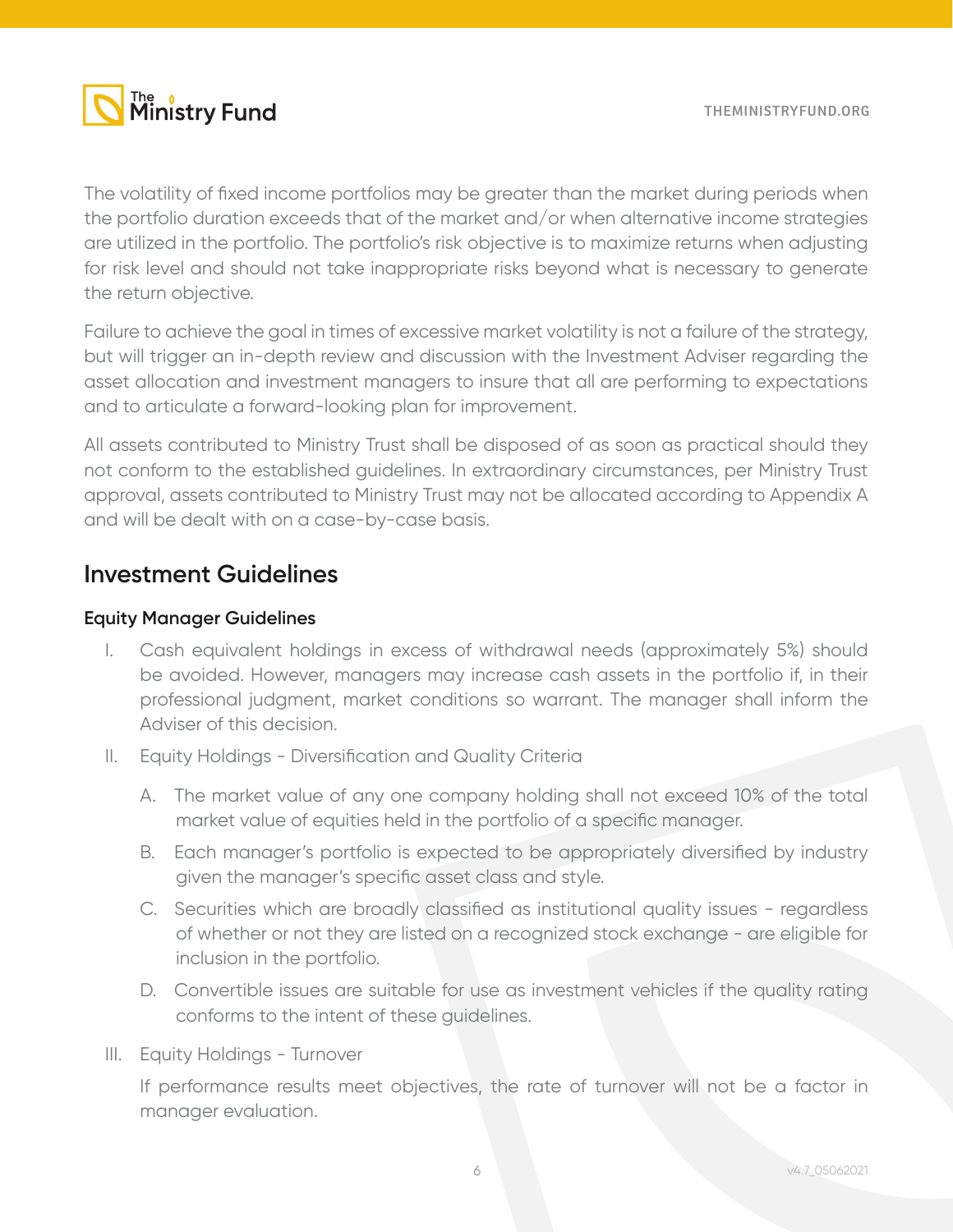The volatility of fixed income portfolios may be greater than the market during periods when the portfolio duration exceeds that of the market and/or when alternative income strategies are utilized in the portfolio. The portfolio's risk objective is to maximize returns when adjusting for risk level and should not take inappropriate risks beyond what is necessary to generate the return objective.

Failure to achieve the goal in times of excessive market volatility is not a failure of the strategy, but will trigger an in-depth review and discussion with the Investment Adviser regarding the asset allocation and investment managers to insure that all are performing to expectations and to articulate a forward-looking plan for improvement.

All assets contributed to Ministry Trust shall be disposed of as soon as practical should they not conform to the established guidelines. In extraordinary circumstances, per Ministry Trust approval, assets contributed to Ministry Trust may not be allocated according to Appendix A and will be dealt with on a case-by-case basis.

## Investment Guidelines

### Equity Manager Guidelines

I. Cash equivalent holdings in excess of withdrawal needs (approximately 5%) should be avoided. However, managers may increase cash assets in the portfolio if, in their professional judgment, market conditions so warrant. The manager shall inform the Adviser of this decision.

II. Equity Holdings - Diversification and Quality Criteria

   A. The market value of any one company holding shall not exceed 10% of the total market value of equities held in the portfolio of a specific manager.

   B. Each manager's portfolio is expected to be appropriately diversified by industry given the manager's specific asset class and style.

   C. Securities which are broadly classified as institutional quality issues - regardless of whether or not they are listed on a recognized stock exchange - are eligible for inclusion in the portfolio.

   D. Convertible issues are suitable for use as investment vehicles if the quality rating conforms to the intent of these guidelines.

III. Equity Holdings - Turnover

   If performance results meet objectives, the rate of turnover will not be a factor in manager evaluation.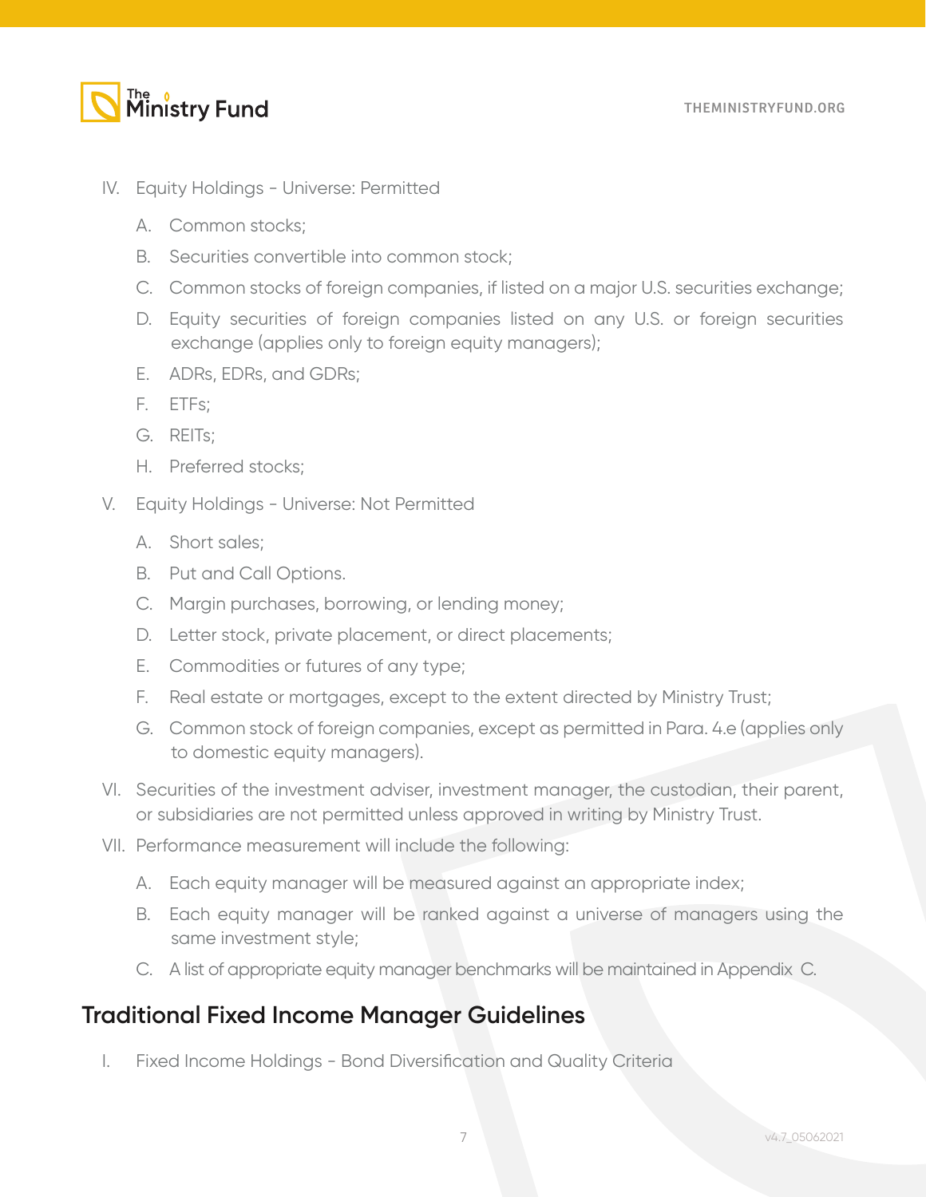IV. Equity Holdings - Universe: Permitted

A. Common stocks;

B. Securities convertible into common stock;

C. Common stocks of foreign companies, if listed on a major U.S. securities exchange;

D. Equity securities of foreign companies listed on any U.S. or foreign securities exchange (applies only to foreign equity managers);

E. ADRs, EDRs, and GDRs;

F. ETFs;

G. REITs;

H. Preferred stocks;

V. Equity Holdings - Universe: Not Permitted

A. Short sales;

B. Put and Call Options.

C. Margin purchases, borrowing, or lending money;

D. Letter stock, private placement, or direct placements;

E. Commodities or futures of any type;

F. Real estate or mortgages, except to the extent directed by Ministry Trust;

G. Common stock of foreign companies, except as permitted in Para. 4.e (applies only to domestic equity managers).

VI. Securities of the investment adviser, investment manager, the custodian, their parent, or subsidiaries are not permitted unless approved in writing by Ministry Trust.

VII. Performance measurement will include the following:

A. Each equity manager will be measured against an appropriate index;

B. Each equity manager will be ranked against a universe of managers using the same investment style;

C. A list of appropriate equity manager benchmarks will be maintained in Appendix C.

## Traditional Fixed Income Manager Guidelines

I. Fixed Income Holdings - Bond Diversification and Quality Criteria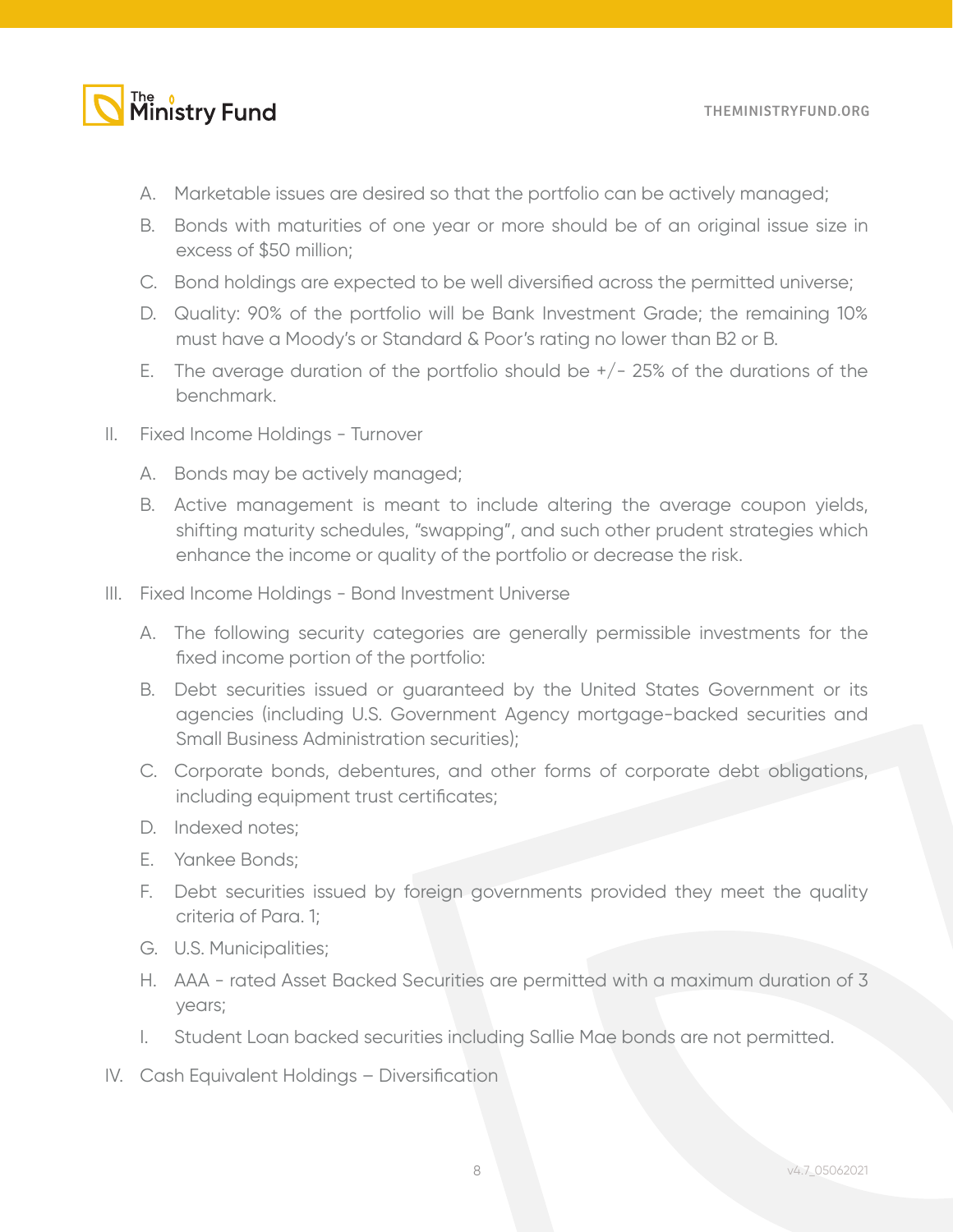A. Marketable issues are desired so that the portfolio can be actively managed;

B. Bonds with maturities of one year or more should be of an original issue size in excess of $50 million;

C. Bond holdings are expected to be well diversified across the permitted universe;

D. Quality: 90% of the portfolio will be Bank Investment Grade; the remaining 10% must have a Moody's or Standard & Poor's rating no lower than B2 or B.

E. The average duration of the portfolio should be +/- 25% of the durations of the benchmark.

II. Fixed Income Holdings - Turnover

A. Bonds may be actively managed;

B. Active management is meant to include altering the average coupon yields, shifting maturity schedules, "swapping", and such other prudent strategies which enhance the income or quality of the portfolio or decrease the risk.

III. Fixed Income Holdings - Bond Investment Universe

A. The following security categories are generally permissible investments for the fixed income portion of the portfolio:

B. Debt securities issued or guaranteed by the United States Government or its agencies (including U.S. Government Agency mortgage-backed securities and Small Business Administration securities);

C. Corporate bonds, debentures, and other forms of corporate debt obligations, including equipment trust certificates;

D. Indexed notes;

E. Yankee Bonds;

F. Debt securities issued by foreign governments provided they meet the quality criteria of Para. 1;

G. U.S. Municipalities;

H. AAA - rated Asset Backed Securities are permitted with a maximum duration of 3 years;

I. Student Loan backed securities including Sallie Mae bonds are not permitted.

IV. Cash Equivalent Holdings – Diversification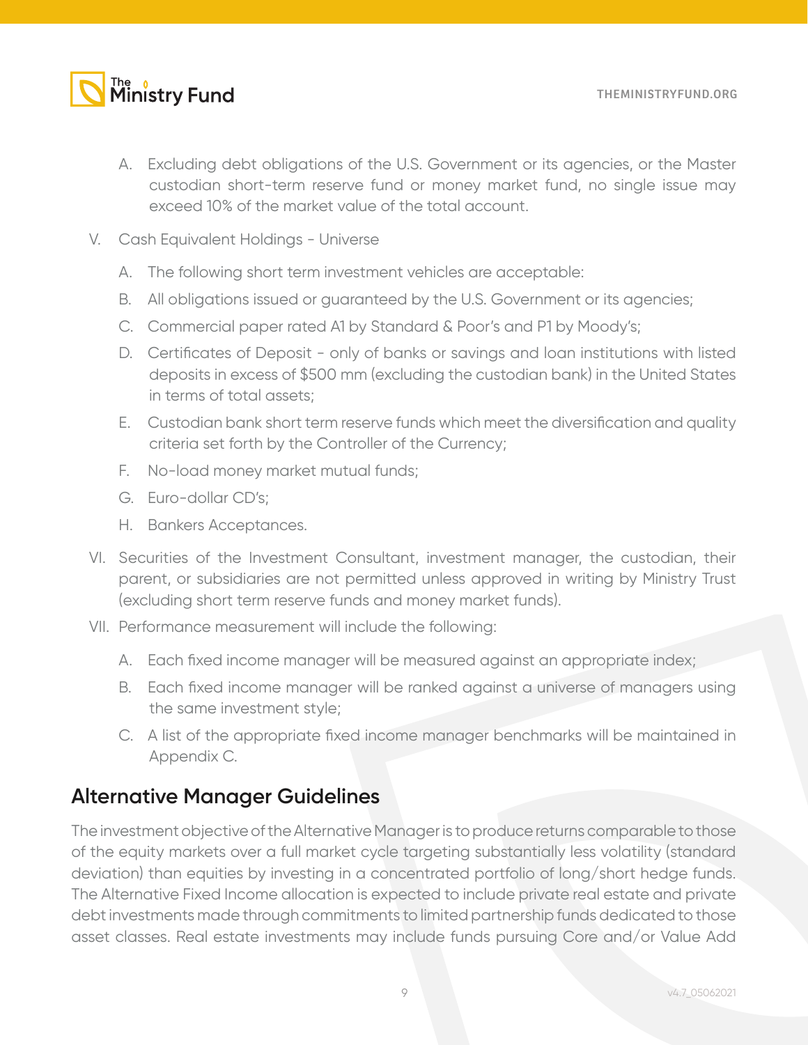A. Excluding debt obligations of the U.S. Government or its agencies, or the Master custodian short-term reserve fund or money market fund, no single issue may exceed 10% of the market value of the total account.

V. Cash Equivalent Holdings - Universe

A. The following short term investment vehicles are acceptable:

B. All obligations issued or guaranteed by the U.S. Government or its agencies;

C. Commercial paper rated A1 by Standard & Poor's and P1 by Moody's;

D. Certificates of Deposit - only of banks or savings and loan institutions with listed deposits in excess of $500 mm (excluding the custodian bank) in the United States in terms of total assets;

E. Custodian bank short term reserve funds which meet the diversification and quality criteria set forth by the Controller of the Currency;

F. No-load money market mutual funds;

G. Euro-dollar CD's;

H. Bankers Acceptances.

VI. Securities of the Investment Consultant, investment manager, the custodian, their parent, or subsidiaries are not permitted unless approved in writing by Ministry Trust (excluding short term reserve funds and money market funds).

VII. Performance measurement will include the following:

A. Each fixed income manager will be measured against an appropriate index;

B. Each fixed income manager will be ranked against a universe of managers using the same investment style;

C. A list of the appropriate fixed income manager benchmarks will be maintained in Appendix C.

## Alternative Manager Guidelines

The investment objective of the Alternative Manager is to produce returns comparable to those of the equity markets over a full market cycle targeting substantially less volatility (standard deviation) than equities by investing in a concentrated portfolio of long/short hedge funds. The Alternative Fixed Income allocation is expected to include private real estate and private debt investments made through commitments to limited partnership funds dedicated to those asset classes. Real estate investments may include funds pursuing Core and/or Value Add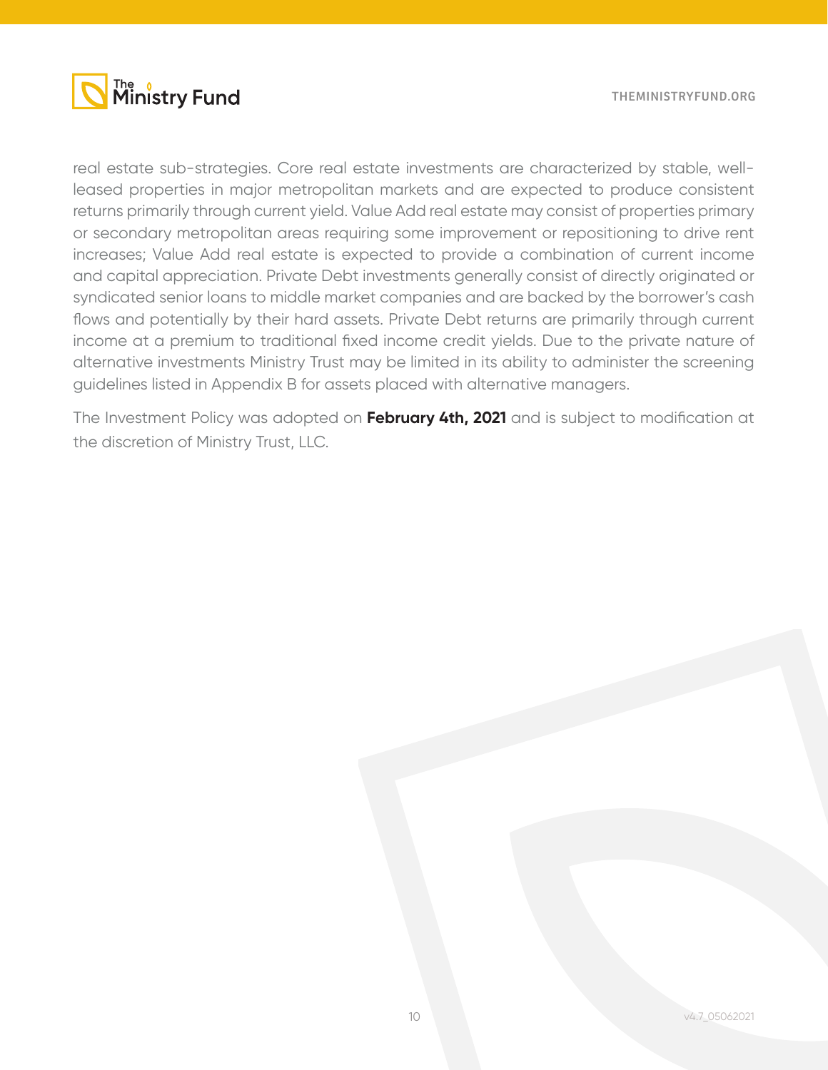real estate sub-strategies. Core real estate investments are characterized by stable, well-leased properties in major metropolitan markets and are expected to produce consistent returns primarily through current yield. Value Add real estate may consist of properties primary or secondary metropolitan areas requiring some improvement or repositioning to drive rent increases; Value Add real estate is expected to provide a combination of current income and capital appreciation. Private Debt investments generally consist of directly originated or syndicated senior loans to middle market companies and are backed by the borrower's cash flows and potentially by their hard assets. Private Debt returns are primarily through current income at a premium to traditional fixed income credit yields. Due to the private nature of alternative investments Ministry Trust may be limited in its ability to administer the screening guidelines listed in Appendix B for assets placed with alternative managers.

The Investment Policy was adopted on **February 4th, 2021** and is subject to modification at the discretion of Ministry Trust, LLC.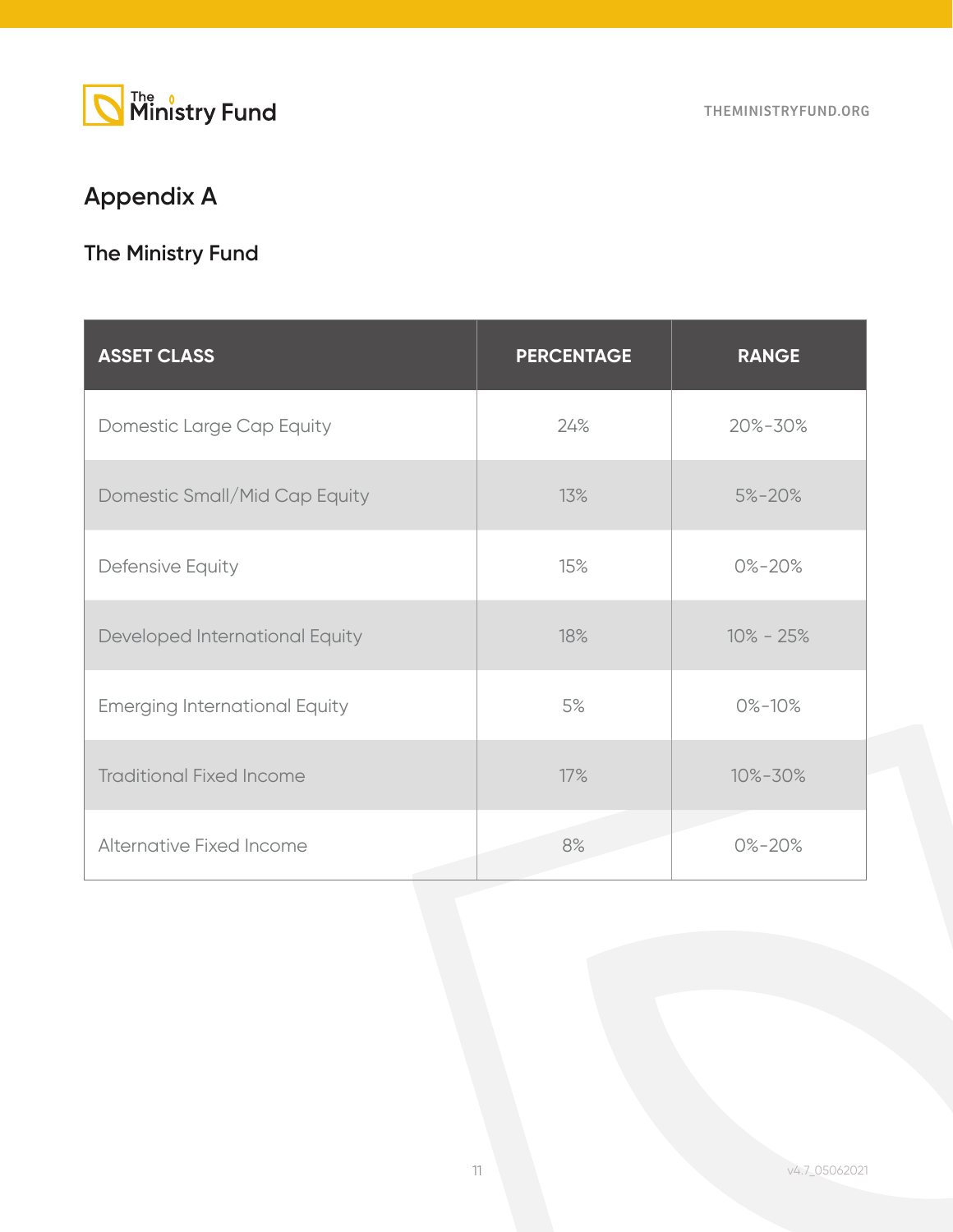## Appendix A

### The Ministry Fund

| ASSET CLASS | PERCENTAGE | RANGE |
|---|---|---|
| Domestic Large Cap Equity | 24% | 20%-30% |
| Domestic Small/Mid Cap Equity | 13% | 5%-20% |
| Defensive Equity | 15% | 0%-20% |
| Developed International Equity | 18% | 10% - 25% |
| Emerging International Equity | 5% | 0%-10% |
| Traditional Fixed Income | 17% | 10%-30% |
| Alternative Fixed Income | 8% | 0%-20% |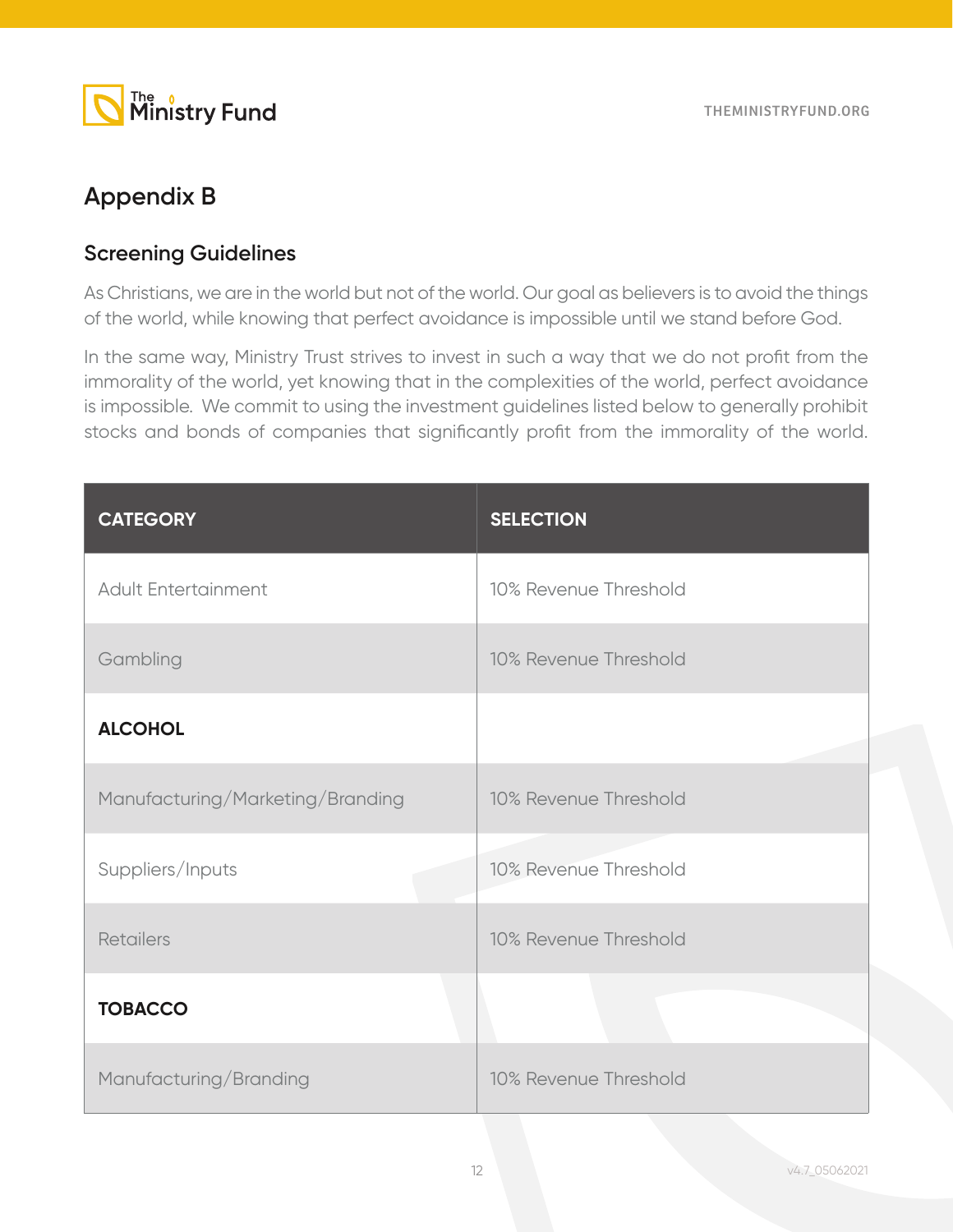# Appendix B

## Screening Guidelines

As Christians, we are in the world but not of the world. Our goal as believers is to avoid the things of the world, while knowing that perfect avoidance is impossible until we stand before God.

In the same way, Ministry Trust strives to invest in such a way that we do not profit from the immorality of the world, yet knowing that in the complexities of the world, perfect avoidance is impossible. We commit to using the investment guidelines listed below to generally prohibit stocks and bonds of companies that significantly profit from the immorality of the world.

| CATEGORY | SELECTION |
|---|---|
| Adult Entertainment | 10% Revenue Threshold |
| Gambling | 10% Revenue Threshold |
| **ALCOHOL** | |
| Manufacturing/Marketing/Branding | 10% Revenue Threshold |
| Suppliers/Inputs | 10% Revenue Threshold |
| Retailers | 10% Revenue Threshold |
| **TOBACCO** | |
| Manufacturing/Branding | 10% Revenue Threshold |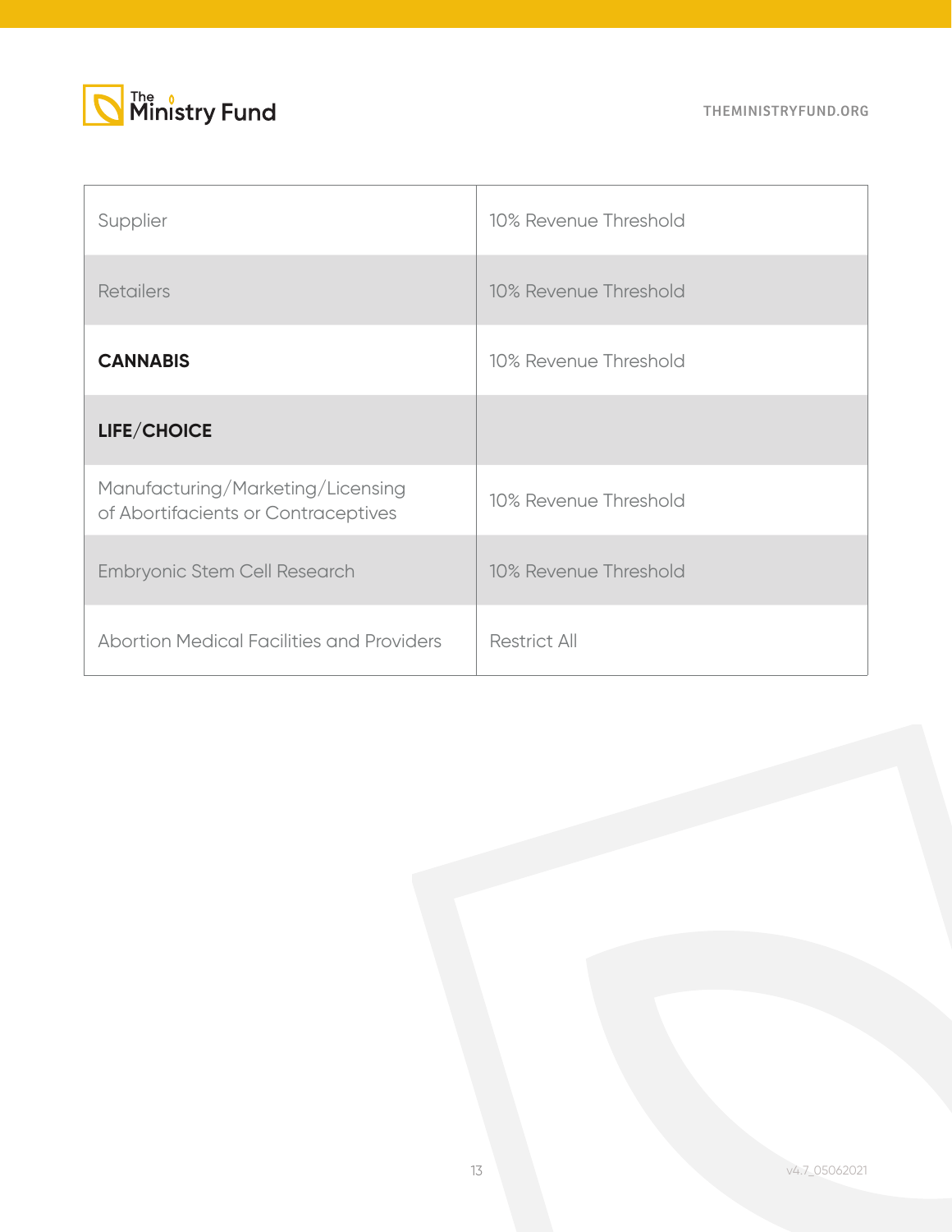| | |
|---|---|
| Supplier | 10% Revenue Threshold |
| Retailers | 10% Revenue Threshold |
| **CANNABIS** | 10% Revenue Threshold |
| **LIFE/CHOICE** | |
| Manufacturing/Marketing/Licensing of Abortifacients or Contraceptives | 10% Revenue Threshold |
| Embryonic Stem Cell Research | 10% Revenue Threshold |
| Abortion Medical Facilities and Providers | Restrict All |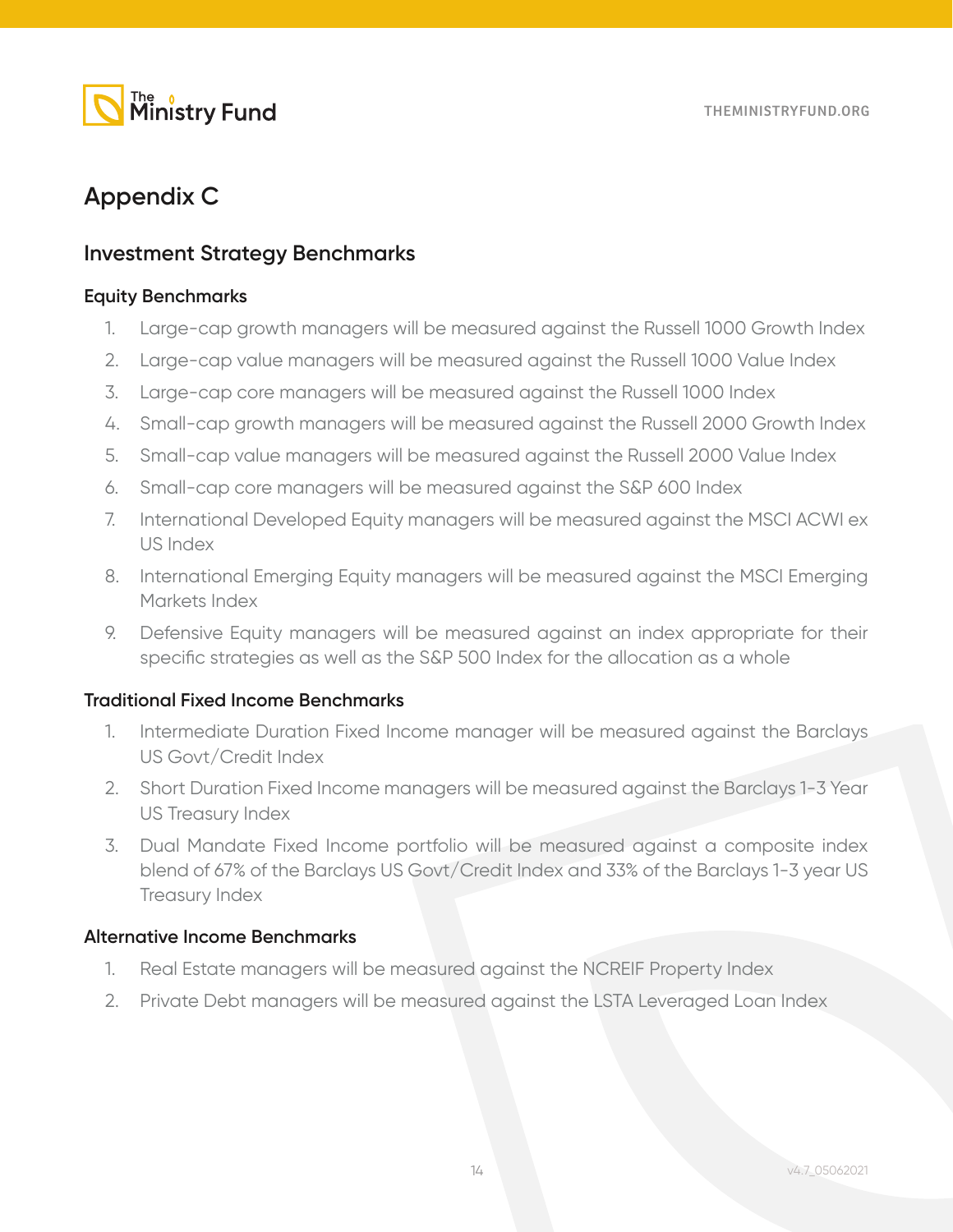# Appendix C

## Investment Strategy Benchmarks

### Equity Benchmarks

1. Large-cap growth managers will be measured against the Russell 1000 Growth Index
2. Large-cap value managers will be measured against the Russell 1000 Value Index
3. Large-cap core managers will be measured against the Russell 1000 Index
4. Small-cap growth managers will be measured against the Russell 2000 Growth Index
5. Small-cap value managers will be measured against the Russell 2000 Value Index
6. Small-cap core managers will be measured against the S&P 600 Index
7. International Developed Equity managers will be measured against the MSCI ACWI ex US Index
8. International Emerging Equity managers will be measured against the MSCI Emerging Markets Index
9. Defensive Equity managers will be measured against an index appropriate for their specific strategies as well as the S&P 500 Index for the allocation as a whole

### Traditional Fixed Income Benchmarks

1. Intermediate Duration Fixed Income manager will be measured against the Barclays US Govt/Credit Index
2. Short Duration Fixed Income managers will be measured against the Barclays 1-3 Year US Treasury Index
3. Dual Mandate Fixed Income portfolio will be measured against a composite index blend of 67% of the Barclays US Govt/Credit Index and 33% of the Barclays 1-3 year US Treasury Index

### Alternative Income Benchmarks

1. Real Estate managers will be measured against the NCREIF Property Index
2. Private Debt managers will be measured against the LSTA Leveraged Loan Index